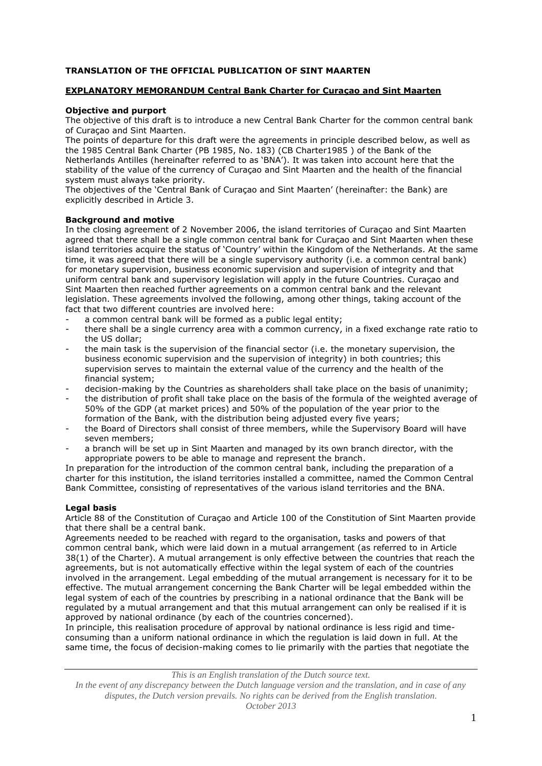**TRANSLATION OF THE OFFICIAL PUBLICATION OF SINT MAARTEN**

**EXPLANATORY MEMORANDUM Central Bank Charter for Curaçao and Sint Maarten**

**Objective and purport**

The objective of this draft is to introduce a new Central Bank Charter for the common central bank of Curaçao and Sint Maarten.

The points of departure for this draft were the agreements in principle described below, as well as the 1985 Central Bank Charter (PB 1985, No. 183) (CB Charter1985 ) of the Bank of the Netherlands Antilles (hereinafter referred to as 'BNA'). It was taken into account here that the stability of the value of the currency of Curaçao and Sint Maarten and the health of the financial system must always take priority.

The objectives of the 'Central Bank of Curaçao and Sint Maarten' (hereinafter: the Bank) are explicitly described in Article 3.

**Background and motive**

In the closing agreement of 2 November 2006, the island territories of Curaçao and Sint Maarten agreed that there shall be a single common central bank for Curaçao and Sint Maarten when these island territories acquire the status of 'Country' within the Kingdom of the Netherlands. At the same time, it was agreed that there will be a single supervisory authority (i.e. a common central bank) for monetary supervision, business economic supervision and supervision of integrity and that uniform central bank and supervisory legislation will apply in the future Countries. Curaçao and Sint Maarten then reached further agreements on a common central bank and the relevant legislation. These agreements involved the following, among other things, taking account of the fact that two different countries are involved here:

- a common central bank will be formed as a public legal entity;
- there shall be a single currency area with a common currency, in a fixed exchange rate ratio to the US dollar;
- the main task is the supervision of the financial sector (i.e. the monetary supervision, the business economic supervision and the supervision of integrity) in both countries; this supervision serves to maintain the external value of the currency and the health of the financial system;
- decision-making by the Countries as shareholders shall take place on the basis of unanimity;
- the distribution of profit shall take place on the basis of the formula of the weighted average of 50% of the GDP (at market prices) and 50% of the population of the year prior to the formation of the Bank, with the distribution being adjusted every five years;
- the Board of Directors shall consist of three members, while the Supervisory Board will have seven members;
- a branch will be set up in Sint Maarten and managed by its own branch director, with the appropriate powers to be able to manage and represent the branch.

In preparation for the introduction of the common central bank, including the preparation of a charter for this institution, the island territories installed a committee, named the Common Central Bank Committee, consisting of representatives of the various island territories and the BNA.

**Legal basis**

Article 88 of the Constitution of Curaçao and Article 100 of the Constitution of Sint Maarten provide that there shall be a central bank.

Agreements needed to be reached with regard to the organisation, tasks and powers of that common central bank, which were laid down in a mutual arrangement (as referred to in Article 38(1) of the Charter). A mutual arrangement is only effective between the countries that reach the agreements, but is not automatically effective within the legal system of each of the countries involved in the arrangement. Legal embedding of the mutual arrangement is necessary for it to be effective. The mutual arrangement concerning the Bank Charter will be legal embedded within the legal system of each of the countries by prescribing in a national ordinance that the Bank will be regulated by a mutual arrangement and that this mutual arrangement can only be realised if it is approved by national ordinance (by each of the countries concerned).

In principle, this realisation procedure of approval by national ordinance is less rigid and time-consuming than a uniform national ordinance in which the regulation is laid down in full. At the same time, the focus of decision-making comes to lie primarily with the parties that negotiate the

*This is an English translation of the Dutch source text.*
*In the event of any discrepancy between the Dutch language version and the translation, and in case of any disputes, the Dutch version prevails. No rights can be derived from the English translation.*
*October 2013*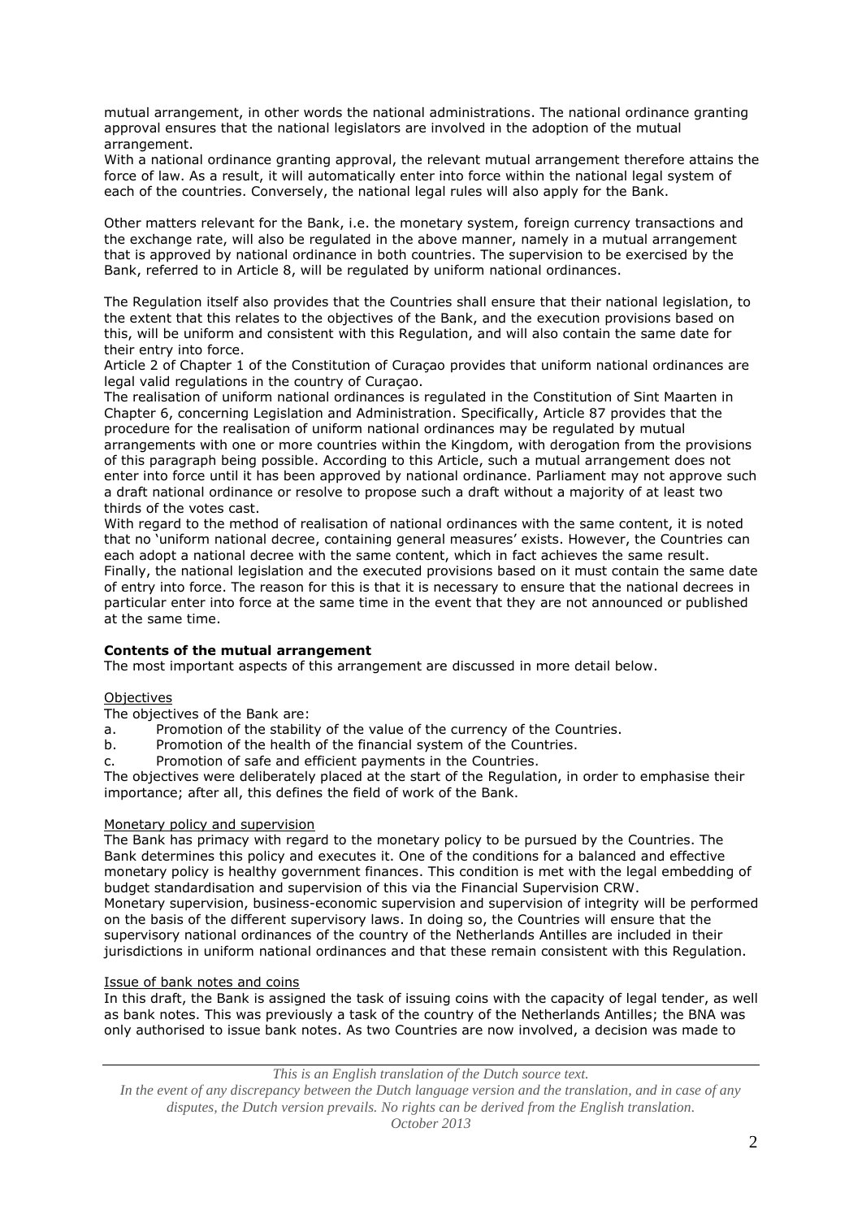mutual arrangement, in other words the national administrations. The national ordinance granting approval ensures that the national legislators are involved in the adoption of the mutual arrangement.
With a national ordinance granting approval, the relevant mutual arrangement therefore attains the force of law. As a result, it will automatically enter into force within the national legal system of each of the countries. Conversely, the national legal rules will also apply for the Bank.

Other matters relevant for the Bank, i.e. the monetary system, foreign currency transactions and the exchange rate, will also be regulated in the above manner, namely in a mutual arrangement that is approved by national ordinance in both countries. The supervision to be exercised by the Bank, referred to in Article 8, will be regulated by uniform national ordinances.

The Regulation itself also provides that the Countries shall ensure that their national legislation, to the extent that this relates to the objectives of the Bank, and the execution provisions based on this, will be uniform and consistent with this Regulation, and will also contain the same date for their entry into force.
Article 2 of Chapter 1 of the Constitution of Curaçao provides that uniform national ordinances are legal valid regulations in the country of Curaçao.
The realisation of uniform national ordinances is regulated in the Constitution of Sint Maarten in Chapter 6, concerning Legislation and Administration. Specifically, Article 87 provides that the procedure for the realisation of uniform national ordinances may be regulated by mutual arrangements with one or more countries within the Kingdom, with derogation from the provisions of this paragraph being possible. According to this Article, such a mutual arrangement does not enter into force until it has been approved by national ordinance. Parliament may not approve such a draft national ordinance or resolve to propose such a draft without a majority of at least two thirds of the votes cast.
With regard to the method of realisation of national ordinances with the same content, it is noted that no 'uniform national decree, containing general measures' exists. However, the Countries can each adopt a national decree with the same content, which in fact achieves the same result.
Finally, the national legislation and the executed provisions based on it must contain the same date of entry into force. The reason for this is that it is necessary to ensure that the national decrees in particular enter into force at the same time in the event that they are not announced or published at the same time.

**Contents of the mutual arrangement**
The most important aspects of this arrangement are discussed in more detail below.

<u>Objectives</u>
The objectives of the Bank are:

a. Promotion of the stability of the value of the currency of the Countries.
b. Promotion of the health of the financial system of the Countries.
c. Promotion of safe and efficient payments in the Countries.

The objectives were deliberately placed at the start of the Regulation, in order to emphasise their importance; after all, this defines the field of work of the Bank.

<u>Monetary policy and supervision</u>
The Bank has primacy with regard to the monetary policy to be pursued by the Countries. The Bank determines this policy and executes it. One of the conditions for a balanced and effective monetary policy is healthy government finances. This condition is met with the legal embedding of budget standardisation and supervision of this via the Financial Supervision CRW.
Monetary supervision, business-economic supervision and supervision of integrity will be performed on the basis of the different supervisory laws. In doing so, the Countries will ensure that the supervisory national ordinances of the country of the Netherlands Antilles are included in their jurisdictions in uniform national ordinances and that these remain consistent with this Regulation.

<u>Issue of bank notes and coins</u>
In this draft, the Bank is assigned the task of issuing coins with the capacity of legal tender, as well as bank notes. This was previously a task of the country of the Netherlands Antilles; the BNA was only authorised to issue bank notes. As two Countries are now involved, a decision was made to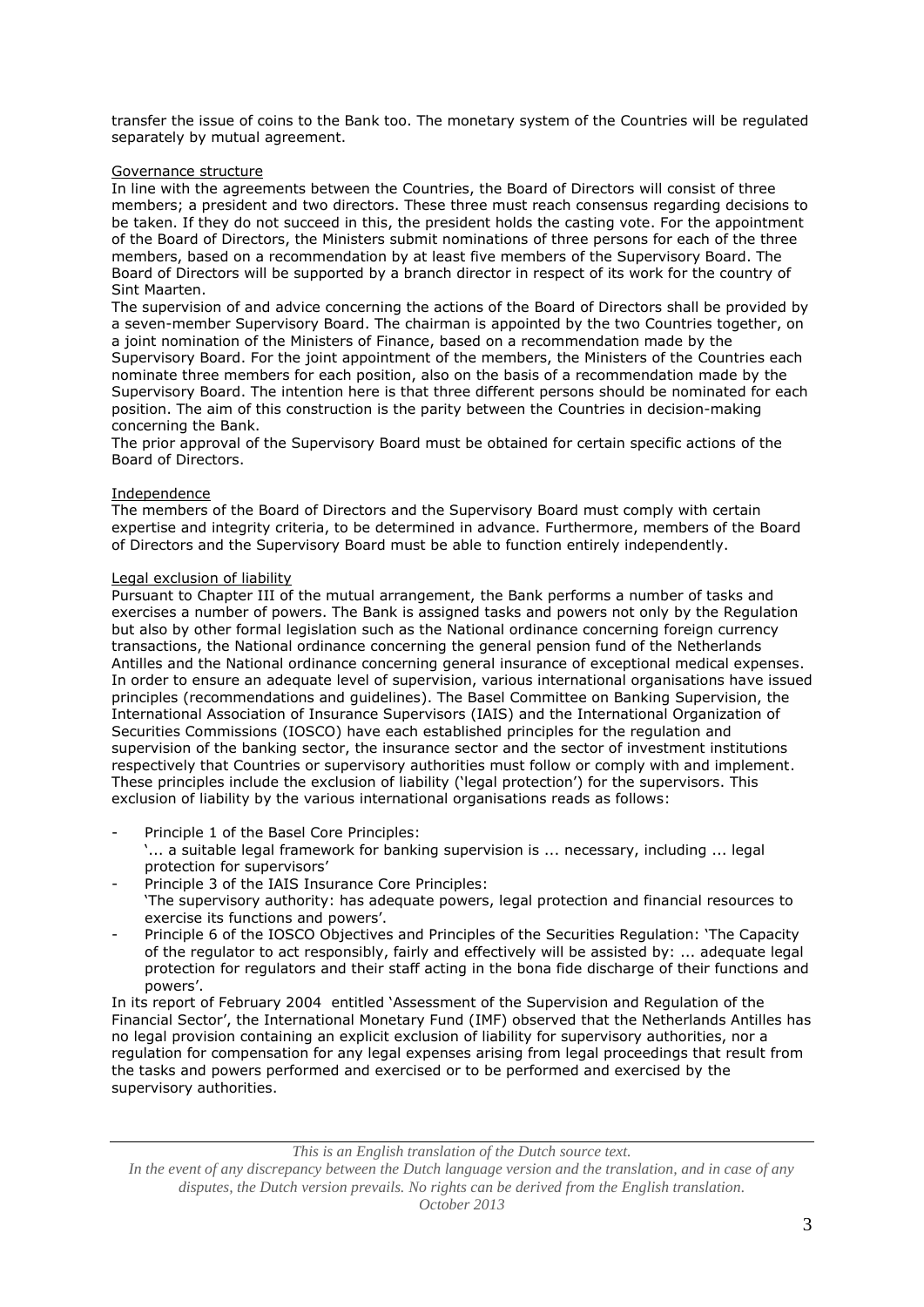transfer the issue of coins to the Bank too. The monetary system of the Countries will be regulated separately by mutual agreement.

Governance structure

In line with the agreements between the Countries, the Board of Directors will consist of three members; a president and two directors. These three must reach consensus regarding decisions to be taken. If they do not succeed in this, the president holds the casting vote. For the appointment of the Board of Directors, the Ministers submit nominations of three persons for each of the three members, based on a recommendation by at least five members of the Supervisory Board. The Board of Directors will be supported by a branch director in respect of its work for the country of Sint Maarten.

The supervision of and advice concerning the actions of the Board of Directors shall be provided by a seven-member Supervisory Board. The chairman is appointed by the two Countries together, on a joint nomination of the Ministers of Finance, based on a recommendation made by the Supervisory Board. For the joint appointment of the members, the Ministers of the Countries each nominate three members for each position, also on the basis of a recommendation made by the Supervisory Board. The intention here is that three different persons should be nominated for each position. The aim of this construction is the parity between the Countries in decision-making concerning the Bank.

The prior approval of the Supervisory Board must be obtained for certain specific actions of the Board of Directors.

Independence

The members of the Board of Directors and the Supervisory Board must comply with certain expertise and integrity criteria, to be determined in advance. Furthermore, members of the Board of Directors and the Supervisory Board must be able to function entirely independently.

Legal exclusion of liability

Pursuant to Chapter III of the mutual arrangement, the Bank performs a number of tasks and exercises a number of powers. The Bank is assigned tasks and powers not only by the Regulation but also by other formal legislation such as the National ordinance concerning foreign currency transactions, the National ordinance concerning the general pension fund of the Netherlands Antilles and the National ordinance concerning general insurance of exceptional medical expenses. In order to ensure an adequate level of supervision, various international organisations have issued principles (recommendations and guidelines). The Basel Committee on Banking Supervision, the International Association of Insurance Supervisors (IAIS) and the International Organization of Securities Commissions (IOSCO) have each established principles for the regulation and supervision of the banking sector, the insurance sector and the sector of investment institutions respectively that Countries or supervisory authorities must follow or comply with and implement. These principles include the exclusion of liability ('legal protection') for the supervisors. This exclusion of liability by the various international organisations reads as follows:

- Principle 1 of the Basel Core Principles:
  '... a suitable legal framework for banking supervision is ... necessary, including ... legal protection for supervisors'
- Principle 3 of the IAIS Insurance Core Principles:
  'The supervisory authority: has adequate powers, legal protection and financial resources to exercise its functions and powers'.
- Principle 6 of the IOSCO Objectives and Principles of the Securities Regulation: 'The Capacity of the regulator to act responsibly, fairly and effectively will be assisted by: ... adequate legal protection for regulators and their staff acting in the bona fide discharge of their functions and powers'.

In its report of February 2004 entitled 'Assessment of the Supervision and Regulation of the Financial Sector', the International Monetary Fund (IMF) observed that the Netherlands Antilles has no legal provision containing an explicit exclusion of liability for supervisory authorities, nor a regulation for compensation for any legal expenses arising from legal proceedings that result from the tasks and powers performed and exercised or to be performed and exercised by the supervisory authorities.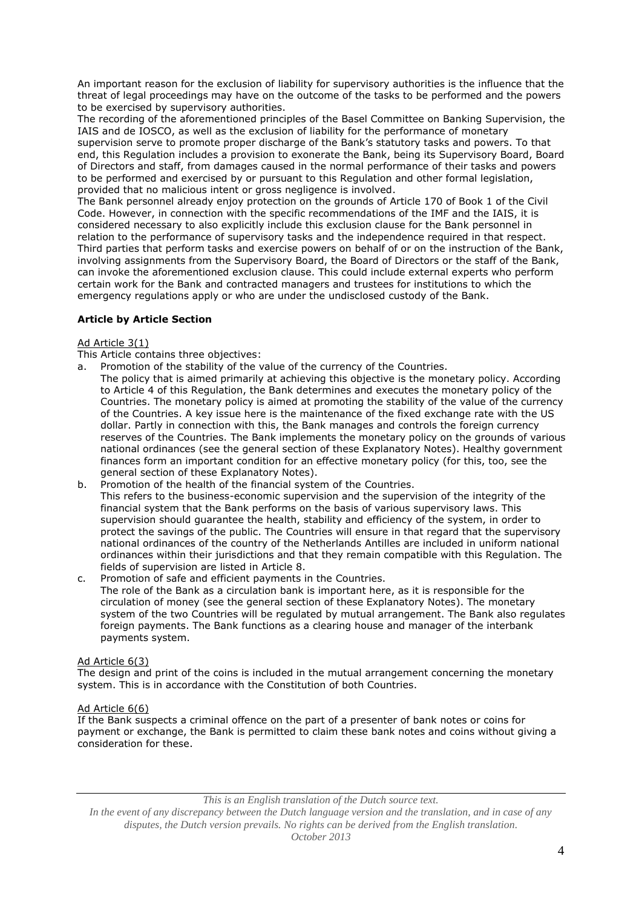An important reason for the exclusion of liability for supervisory authorities is the influence that the threat of legal proceedings may have on the outcome of the tasks to be performed and the powers to be exercised by supervisory authorities.

The recording of the aforementioned principles of the Basel Committee on Banking Supervision, the IAIS and de IOSCO, as well as the exclusion of liability for the performance of monetary supervision serve to promote proper discharge of the Bank's statutory tasks and powers. To that end, this Regulation includes a provision to exonerate the Bank, being its Supervisory Board, Board of Directors and staff, from damages caused in the normal performance of their tasks and powers to be performed and exercised by or pursuant to this Regulation and other formal legislation, provided that no malicious intent or gross negligence is involved.

The Bank personnel already enjoy protection on the grounds of Article 170 of Book 1 of the Civil Code. However, in connection with the specific recommendations of the IMF and the IAIS, it is considered necessary to also explicitly include this exclusion clause for the Bank personnel in relation to the performance of supervisory tasks and the independence required in that respect. Third parties that perform tasks and exercise powers on behalf of or on the instruction of the Bank, involving assignments from the Supervisory Board, the Board of Directors or the staff of the Bank, can invoke the aforementioned exclusion clause. This could include external experts who perform certain work for the Bank and contracted managers and trustees for institutions to which the emergency regulations apply or who are under the undisclosed custody of the Bank.

**Article by Article Section**

<u>Ad Article 3(1)</u>

This Article contains three objectives:

a. Promotion of the stability of the value of the currency of the Countries.
   The policy that is aimed primarily at achieving this objective is the monetary policy. According to Article 4 of this Regulation, the Bank determines and executes the monetary policy of the Countries. The monetary policy is aimed at promoting the stability of the value of the currency of the Countries. A key issue here is the maintenance of the fixed exchange rate with the US dollar. Partly in connection with this, the Bank manages and controls the foreign currency reserves of the Countries. The Bank implements the monetary policy on the grounds of various national ordinances (see the general section of these Explanatory Notes). Healthy government finances form an important condition for an effective monetary policy (for this, too, see the general section of these Explanatory Notes).
b. Promotion of the health of the financial system of the Countries.
   This refers to the business-economic supervision and the supervision of the integrity of the financial system that the Bank performs on the basis of various supervisory laws. This supervision should guarantee the health, stability and efficiency of the system, in order to protect the savings of the public. The Countries will ensure in that regard that the supervisory national ordinances of the country of the Netherlands Antilles are included in uniform national ordinances within their jurisdictions and that they remain compatible with this Regulation. The fields of supervision are listed in Article 8.
c. Promotion of safe and efficient payments in the Countries.
   The role of the Bank as a circulation bank is important here, as it is responsible for the circulation of money (see the general section of these Explanatory Notes). The monetary system of the two Countries will be regulated by mutual arrangement. The Bank also regulates foreign payments. The Bank functions as a clearing house and manager of the interbank payments system.

<u>Ad Article 6(3)</u>

The design and print of the coins is included in the mutual arrangement concerning the monetary system. This is in accordance with the Constitution of both Countries.

<u>Ad Article 6(6)</u>

If the Bank suspects a criminal offence on the part of a presenter of bank notes or coins for payment or exchange, the Bank is permitted to claim these bank notes and coins without giving a consideration for these.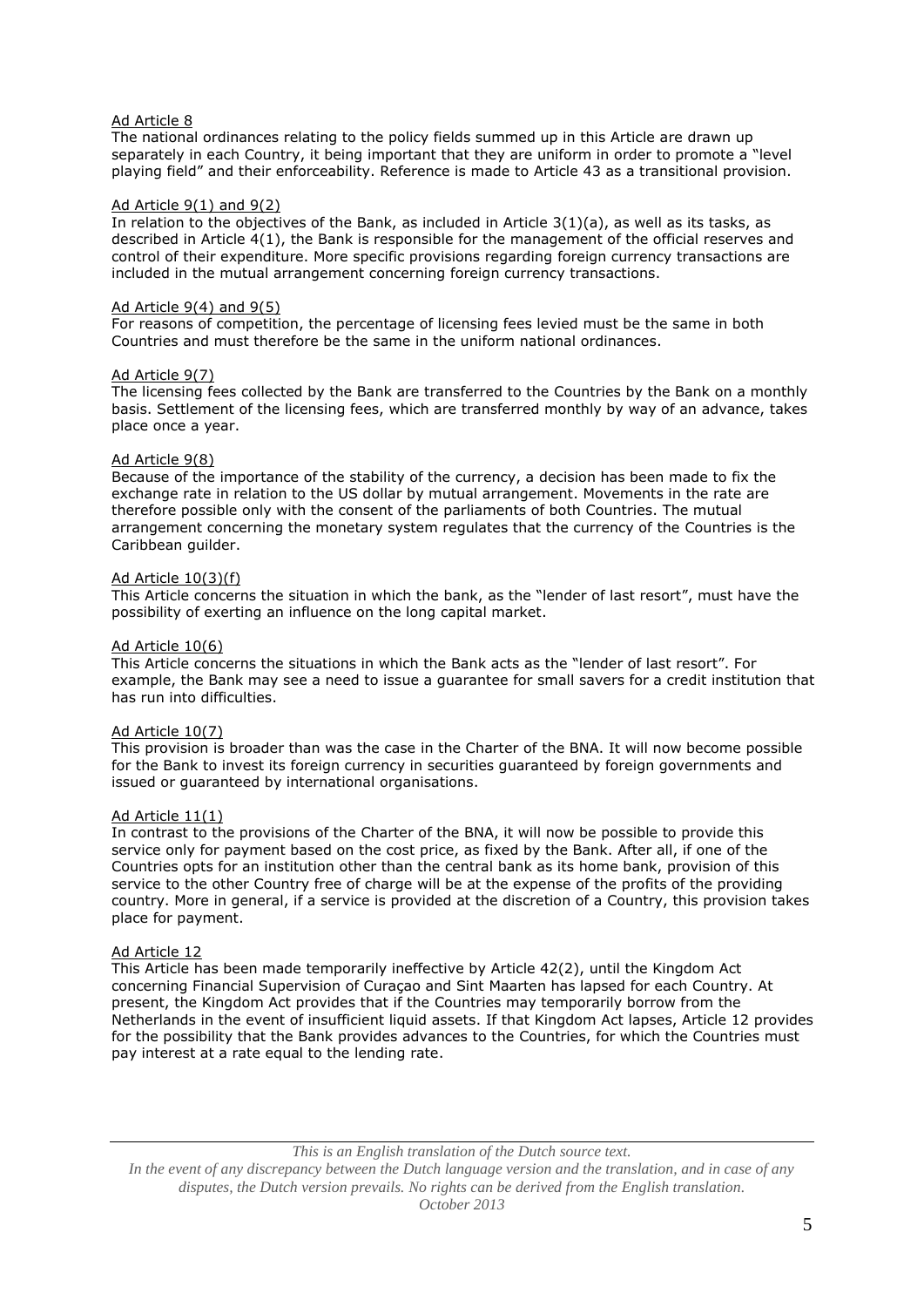Ad Article 8

The national ordinances relating to the policy fields summed up in this Article are drawn up separately in each Country, it being important that they are uniform in order to promote a "level playing field" and their enforceability. Reference is made to Article 43 as a transitional provision.

Ad Article 9(1) and 9(2)

In relation to the objectives of the Bank, as included in Article 3(1)(a), as well as its tasks, as described in Article 4(1), the Bank is responsible for the management of the official reserves and control of their expenditure. More specific provisions regarding foreign currency transactions are included in the mutual arrangement concerning foreign currency transactions.

Ad Article 9(4) and 9(5)

For reasons of competition, the percentage of licensing fees levied must be the same in both Countries and must therefore be the same in the uniform national ordinances.

Ad Article 9(7)

The licensing fees collected by the Bank are transferred to the Countries by the Bank on a monthly basis. Settlement of the licensing fees, which are transferred monthly by way of an advance, takes place once a year.

Ad Article 9(8)

Because of the importance of the stability of the currency, a decision has been made to fix the exchange rate in relation to the US dollar by mutual arrangement. Movements in the rate are therefore possible only with the consent of the parliaments of both Countries. The mutual arrangement concerning the monetary system regulates that the currency of the Countries is the Caribbean guilder.

Ad Article 10(3)(f)

This Article concerns the situation in which the bank, as the "lender of last resort", must have the possibility of exerting an influence on the long capital market.

Ad Article 10(6)

This Article concerns the situations in which the Bank acts as the "lender of last resort". For example, the Bank may see a need to issue a guarantee for small savers for a credit institution that has run into difficulties.

Ad Article 10(7)

This provision is broader than was the case in the Charter of the BNA. It will now become possible for the Bank to invest its foreign currency in securities guaranteed by foreign governments and issued or guaranteed by international organisations.

Ad Article 11(1)

In contrast to the provisions of the Charter of the BNA, it will now be possible to provide this service only for payment based on the cost price, as fixed by the Bank. After all, if one of the Countries opts for an institution other than the central bank as its home bank, provision of this service to the other Country free of charge will be at the expense of the profits of the providing country. More in general, if a service is provided at the discretion of a Country, this provision takes place for payment.

Ad Article 12

This Article has been made temporarily ineffective by Article 42(2), until the Kingdom Act concerning Financial Supervision of Curaçao and Sint Maarten has lapsed for each Country. At present, the Kingdom Act provides that if the Countries may temporarily borrow from the Netherlands in the event of insufficient liquid assets. If that Kingdom Act lapses, Article 12 provides for the possibility that the Bank provides advances to the Countries, for which the Countries must pay interest at a rate equal to the lending rate.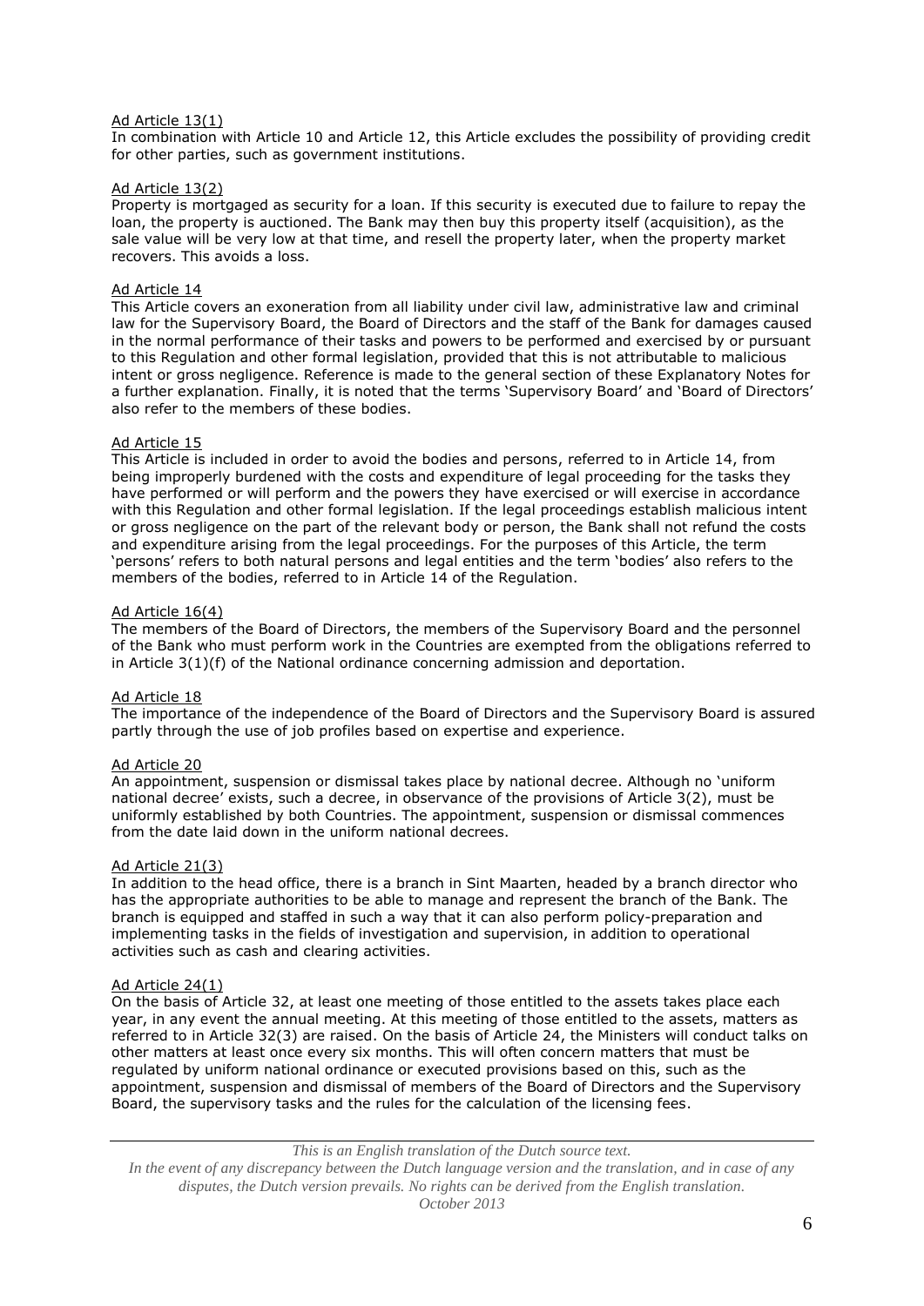<u>Ad Article 13(1)</u>

In combination with Article 10 and Article 12, this Article excludes the possibility of providing credit for other parties, such as government institutions.

<u>Ad Article 13(2)</u>

Property is mortgaged as security for a loan. If this security is executed due to failure to repay the loan, the property is auctioned. The Bank may then buy this property itself (acquisition), as the sale value will be very low at that time, and resell the property later, when the property market recovers. This avoids a loss.

<u>Ad Article 14</u>

This Article covers an exoneration from all liability under civil law, administrative law and criminal law for the Supervisory Board, the Board of Directors and the staff of the Bank for damages caused in the normal performance of their tasks and powers to be performed and exercised by or pursuant to this Regulation and other formal legislation, provided that this is not attributable to malicious intent or gross negligence. Reference is made to the general section of these Explanatory Notes for a further explanation. Finally, it is noted that the terms 'Supervisory Board' and 'Board of Directors' also refer to the members of these bodies.

<u>Ad Article 15</u>

This Article is included in order to avoid the bodies and persons, referred to in Article 14, from being improperly burdened with the costs and expenditure of legal proceeding for the tasks they have performed or will perform and the powers they have exercised or will exercise in accordance with this Regulation and other formal legislation. If the legal proceedings establish malicious intent or gross negligence on the part of the relevant body or person, the Bank shall not refund the costs and expenditure arising from the legal proceedings. For the purposes of this Article, the term 'persons' refers to both natural persons and legal entities and the term 'bodies' also refers to the members of the bodies, referred to in Article 14 of the Regulation.

<u>Ad Article 16(4)</u>

The members of the Board of Directors, the members of the Supervisory Board and the personnel of the Bank who must perform work in the Countries are exempted from the obligations referred to in Article 3(1)(f) of the National ordinance concerning admission and deportation.

<u>Ad Article 18</u>

The importance of the independence of the Board of Directors and the Supervisory Board is assured partly through the use of job profiles based on expertise and experience.

<u>Ad Article 20</u>

An appointment, suspension or dismissal takes place by national decree. Although no 'uniform national decree' exists, such a decree, in observance of the provisions of Article 3(2), must be uniformly established by both Countries. The appointment, suspension or dismissal commences from the date laid down in the uniform national decrees.

<u>Ad Article 21(3)</u>

In addition to the head office, there is a branch in Sint Maarten, headed by a branch director who has the appropriate authorities to be able to manage and represent the branch of the Bank. The branch is equipped and staffed in such a way that it can also perform policy-preparation and implementing tasks in the fields of investigation and supervision, in addition to operational activities such as cash and clearing activities.

<u>Ad Article 24(1)</u>

On the basis of Article 32, at least one meeting of those entitled to the assets takes place each year, in any event the annual meeting. At this meeting of those entitled to the assets, matters as referred to in Article 32(3) are raised. On the basis of Article 24, the Ministers will conduct talks on other matters at least once every six months. This will often concern matters that must be regulated by uniform national ordinance or executed provisions based on this, such as the appointment, suspension and dismissal of members of the Board of Directors and the Supervisory Board, the supervisory tasks and the rules for the calculation of the licensing fees.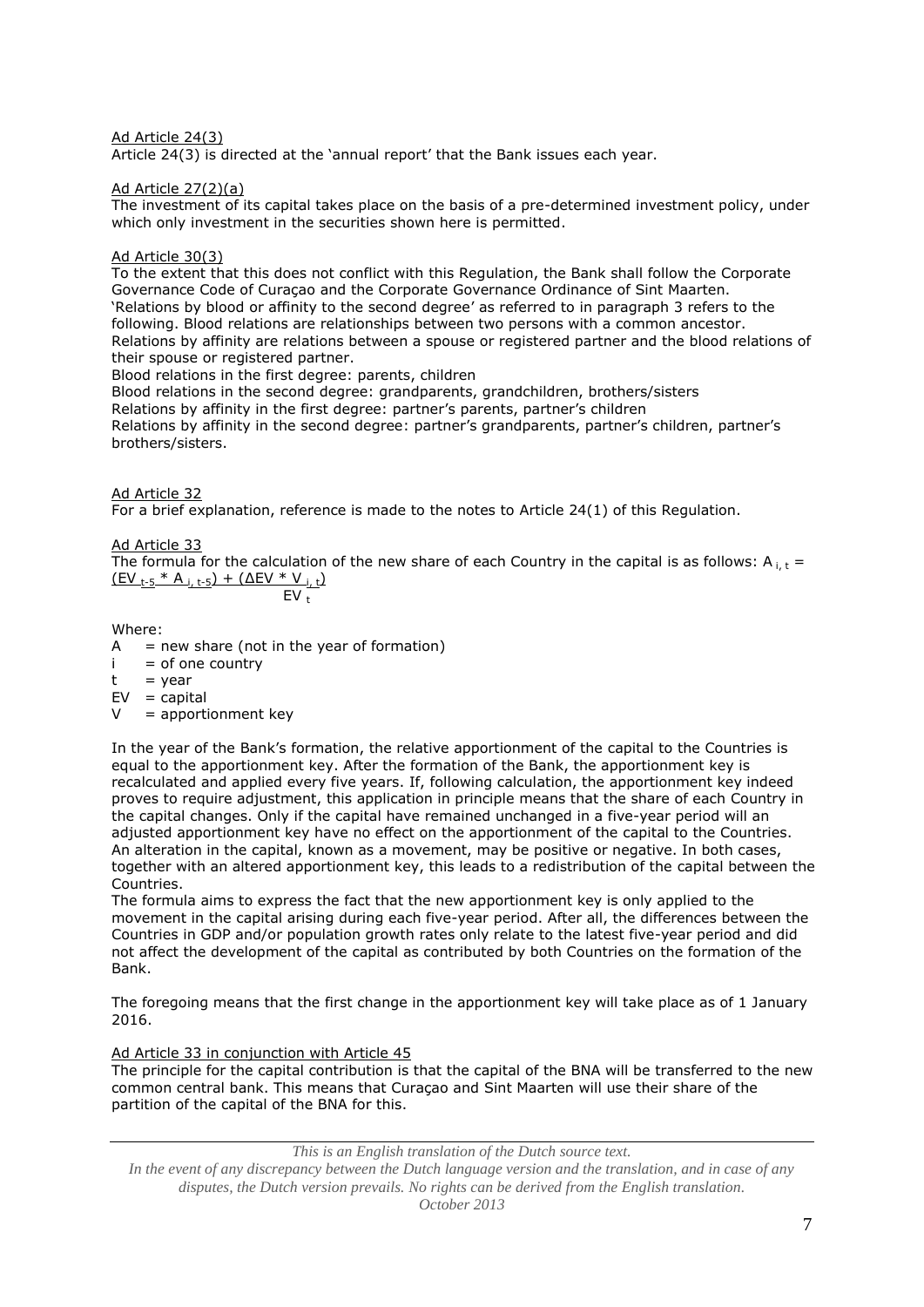Ad Article 24(3)

Article 24(3) is directed at the 'annual report' that the Bank issues each year.

Ad Article 27(2)(a)

The investment of its capital takes place on the basis of a pre-determined investment policy, under which only investment in the securities shown here is permitted.

Ad Article 30(3)

To the extent that this does not conflict with this Regulation, the Bank shall follow the Corporate Governance Code of Curaçao and the Corporate Governance Ordinance of Sint Maarten.
'Relations by blood or affinity to the second degree' as referred to in paragraph 3 refers to the following. Blood relations are relationships between two persons with a common ancestor.
Relations by affinity are relations between a spouse or registered partner and the blood relations of their spouse or registered partner.
Blood relations in the first degree: parents, children
Blood relations in the second degree: grandparents, grandchildren, brothers/sisters
Relations by affinity in the first degree: partner's parents, partner's children
Relations by affinity in the second degree: partner's grandparents, partner's children, partner's brothers/sisters.

Ad Article 32

For a brief explanation, reference is made to the notes to Article 24(1) of this Regulation.

Ad Article 33

The formula for the calculation of the new share of each Country in the capital is as follows:

$$A_{i,t} = \frac{(EV_{t-5} * A_{i,t-5}) + (\Delta EV * V_{i,t})}{EV_t}$$

Where:

- $A$ = new share (not in the year of formation)
- $i$ = of one country
- $t$ = year
- $EV$ = capital
- $V$ = apportionment key

In the year of the Bank's formation, the relative apportionment of the capital to the Countries is equal to the apportionment key. After the formation of the Bank, the apportionment key is recalculated and applied every five years. If, following calculation, the apportionment key indeed proves to require adjustment, this application in principle means that the share of each Country in the capital changes. Only if the capital have remained unchanged in a five-year period will an adjusted apportionment key have no effect on the apportionment of the capital to the Countries. An alteration in the capital, known as a movement, may be positive or negative. In both cases, together with an altered apportionment key, this leads to a redistribution of the capital between the Countries.
The formula aims to express the fact that the new apportionment key is only applied to the movement in the capital arising during each five-year period. After all, the differences between the Countries in GDP and/or population growth rates only relate to the latest five-year period and did not affect the development of the capital as contributed by both Countries on the formation of the Bank.

The foregoing means that the first change in the apportionment key will take place as of 1 January 2016.

Ad Article 33 in conjunction with Article 45

The principle for the capital contribution is that the capital of the BNA will be transferred to the new common central bank. This means that Curaçao and Sint Maarten will use their share of the partition of the capital of the BNA for this.

*This is an English translation of the Dutch source text.*
*In the event of any discrepancy between the Dutch language version and the translation, and in case of any disputes, the Dutch version prevails. No rights can be derived from the English translation.*
*October 2013*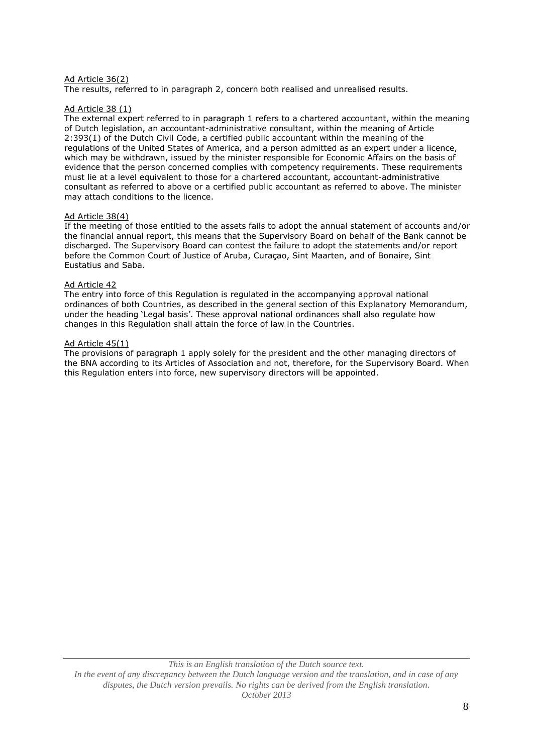Ad Article 36(2)

The results, referred to in paragraph 2, concern both realised and unrealised results.

Ad Article 38 (1)

The external expert referred to in paragraph 1 refers to a chartered accountant, within the meaning of Dutch legislation, an accountant-administrative consultant, within the meaning of Article 2:393(1) of the Dutch Civil Code, a certified public accountant within the meaning of the regulations of the United States of America, and a person admitted as an expert under a licence, which may be withdrawn, issued by the minister responsible for Economic Affairs on the basis of evidence that the person concerned complies with competency requirements. These requirements must lie at a level equivalent to those for a chartered accountant, accountant-administrative consultant as referred to above or a certified public accountant as referred to above. The minister may attach conditions to the licence.

Ad Article 38(4)

If the meeting of those entitled to the assets fails to adopt the annual statement of accounts and/or the financial annual report, this means that the Supervisory Board on behalf of the Bank cannot be discharged. The Supervisory Board can contest the failure to adopt the statements and/or report before the Common Court of Justice of Aruba, Curaçao, Sint Maarten, and of Bonaire, Sint Eustatius and Saba.

Ad Article 42

The entry into force of this Regulation is regulated in the accompanying approval national ordinances of both Countries, as described in the general section of this Explanatory Memorandum, under the heading 'Legal basis'. These approval national ordinances shall also regulate how changes in this Regulation shall attain the force of law in the Countries.

Ad Article 45(1)

The provisions of paragraph 1 apply solely for the president and the other managing directors of the BNA according to its Articles of Association and not, therefore, for the Supervisory Board. When this Regulation enters into force, new supervisory directors will be appointed.

*This is an English translation of the Dutch source text.*
*In the event of any discrepancy between the Dutch language version and the translation, and in case of any disputes, the Dutch version prevails. No rights can be derived from the English translation.*
*October 2013*